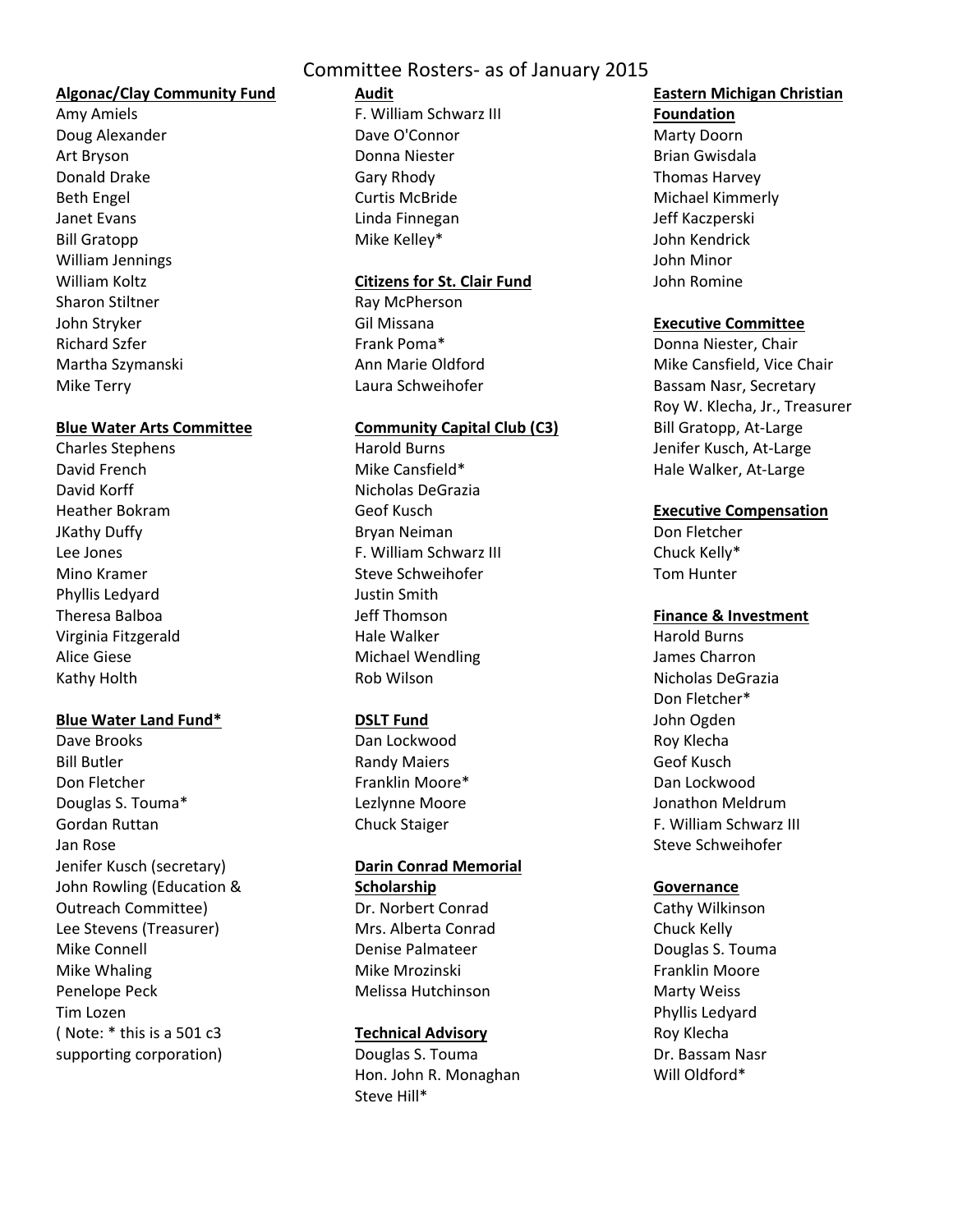# Committee Rosters- as of January 2015

**Algonac/Clay Community Fund**

Amy Amiels
Doug Alexander
Art Bryson
Donald Drake
Beth Engel
Janet Evans
Bill Gratopp
William Jennings
William Koltz
Sharon Stiltner
John Stryker
Richard Szfer
Martha Szymanski
Mike Terry

**Blue Water Arts Committee**

Charles Stephens
David French
David Korff
Heather Bokram
JKathy Duffy
Lee Jones
Mino Kramer
Phyllis Ledyard
Theresa Balboa
Virginia Fitzgerald
Alice Giese
Kathy Holth

**Blue Water Land Fund***

Dave Brooks
Bill Butler
Don Fletcher
Douglas S. Touma*
Gordan Ruttan
Jan Rose
Jenifer Kusch (secretary)
John Rowling (Education & Outreach Committee)
Lee Stevens (Treasurer)
Mike Connell
Mike Whaling
Penelope Peck
Tim Lozen
( Note: * this is a 501 c3 supporting corporation)

**Audit**

F. William Schwarz III
Dave O'Connor
Donna Niester
Gary Rhody
Curtis McBride
Linda Finnegan
Mike Kelley*

**Citizens for St. Clair Fund**

Ray McPherson
Gil Missana
Frank Poma*
Ann Marie Oldford
Laura Schweihofer

**Community Capital Club (C3)**

Harold Burns
Mike Cansfield*
Nicholas DeGrazia
Geof Kusch
Bryan Neiman
F. William Schwarz III
Steve Schweihofer
Justin Smith
Jeff Thomson
Hale Walker
Michael Wendling
Rob Wilson

**DSLT Fund**

Dan Lockwood
Randy Maiers
Franklin Moore*
Lezlynne Moore
Chuck Staiger

**Darin Conrad Memorial Scholarship**

Dr. Norbert Conrad
Mrs. Alberta Conrad
Denise Palmateer
Mike Mrozinski
Melissa Hutchinson

**Technical Advisory**

Douglas S. Touma
Hon. John R. Monaghan
Steve Hill*

**Eastern Michigan Christian Foundation**

Marty Doorn
Brian Gwisdala
Thomas Harvey
Michael Kimmerly
Jeff Kaczperski
John Kendrick
John Minor
John Romine

**Executive Committee**

Donna Niester, Chair
Mike Cansfield, Vice Chair
Bassam Nasr, Secretary
Roy W. Klecha, Jr., Treasurer
Bill Gratopp, At-Large
Jenifer Kusch, At-Large
Hale Walker, At-Large

**Executive Compensation**

Don Fletcher
Chuck Kelly*
Tom Hunter

**Finance & Investment**

Harold Burns
James Charron
Nicholas DeGrazia
Don Fletcher*
John Ogden
Roy Klecha
Geof Kusch
Dan Lockwood
Jonathon Meldrum
F. William Schwarz III
Steve Schweihofer

**Governance**

Cathy Wilkinson
Chuck Kelly
Douglas S. Touma
Franklin Moore
Marty Weiss
Phyllis Ledyard
Roy Klecha
Dr. Bassam Nasr
Will Oldford*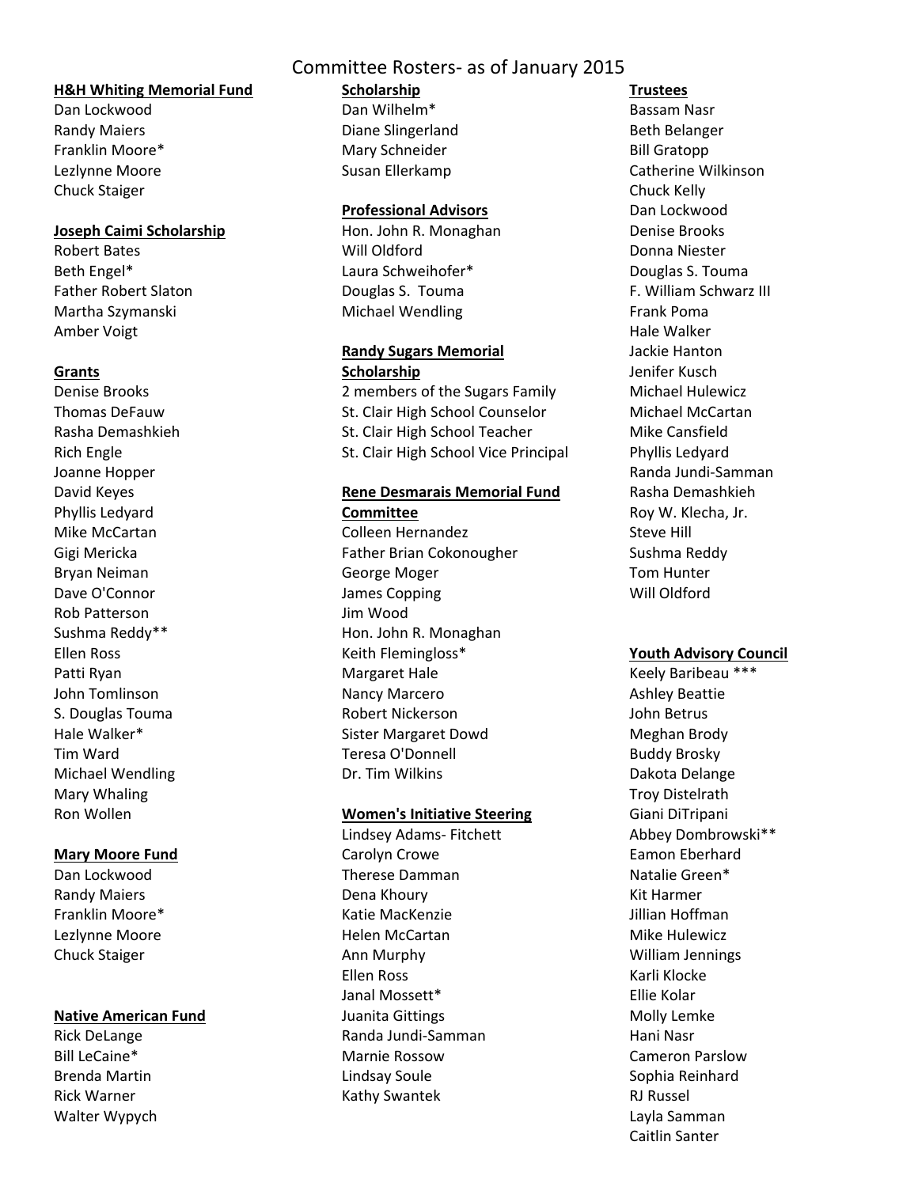# Committee Rosters- as of January 2015

**H&H Whiting Memorial Fund**

Dan Lockwood
Randy Maiers
Franklin Moore*
Lezlynne Moore
Chuck Staiger

**Joseph Caimi Scholarship**

Robert Bates
Beth Engel*
Father Robert Slaton
Martha Szymanski
Amber Voigt

**Grants**

Denise Brooks
Thomas DeFauw
Rasha Demashkieh
Rich Engle
Joanne Hopper
David Keyes
Phyllis Ledyard
Mike McCartan
Gigi Mericka
Bryan Neiman
Dave O'Connor
Rob Patterson
Sushma Reddy**
Ellen Ross
Patti Ryan
John Tomlinson
S. Douglas Touma
Hale Walker*
Tim Ward
Michael Wendling
Mary Whaling
Ron Wollen

**Mary Moore Fund**

Dan Lockwood
Randy Maiers
Franklin Moore*
Lezlynne Moore
Chuck Staiger

**Native American Fund**

Rick DeLange
Bill LeCaine*
Brenda Martin
Rick Warner
Walter Wypych

**Scholarship**

Dan Wilhelm*
Diane Slingerland
Mary Schneider
Susan Ellerkamp

**Professional Advisors**

Hon. John R. Monaghan
Will Oldford
Laura Schweihofer*
Douglas S. Touma
Michael Wendling

**Randy Sugars Memorial Scholarship**

2 members of the Sugars Family
St. Clair High School Counselor
St. Clair High School Teacher
St. Clair High School Vice Principal

**Rene Desmarais Memorial Fund Committee**

Colleen Hernandez
Father Brian Cokonougher
George Moger
James Copping
Jim Wood
Hon. John R. Monaghan
Keith Flemingloss*
Margaret Hale
Nancy Marcero
Robert Nickerson
Sister Margaret Dowd
Teresa O'Donnell
Dr. Tim Wilkins

**Women's Initiative Steering**

Lindsey Adams- Fitchett
Carolyn Crowe
Therese Damman
Dena Khoury
Katie MacKenzie
Helen McCartan
Ann Murphy
Ellen Ross
Janal Mossett*
Juanita Gittings
Randa Jundi-Samman
Marnie Rossow
Lindsay Soule
Kathy Swantek

**Trustees**

Bassam Nasr
Beth Belanger
Bill Gratopp
Catherine Wilkinson
Chuck Kelly
Dan Lockwood
Denise Brooks
Donna Niester
Douglas S. Touma
F. William Schwarz III
Frank Poma
Hale Walker
Jackie Hanton
Jenifer Kusch
Michael Hulewicz
Michael McCartan
Mike Cansfield
Phyllis Ledyard
Randa Jundi-Samman
Rasha Demashkieh
Roy W. Klecha, Jr.
Steve Hill
Sushma Reddy
Tom Hunter
Will Oldford

**Youth Advisory Council**

Keely Baribeau ***
Ashley Beattie
John Betrus
Meghan Brody
Buddy Brosky
Dakota Delange
Troy Distelrath
Giani DiTripani
Abbey Dombrowski**
Eamon Eberhard
Natalie Green*
Kit Harmer
Jillian Hoffman
Mike Hulewicz
William Jennings
Karli Klocke
Ellie Kolar
Molly Lemke
Hani Nasr
Cameron Parslow
Sophia Reinhard
RJ Russel
Layla Samman
Caitlin Santer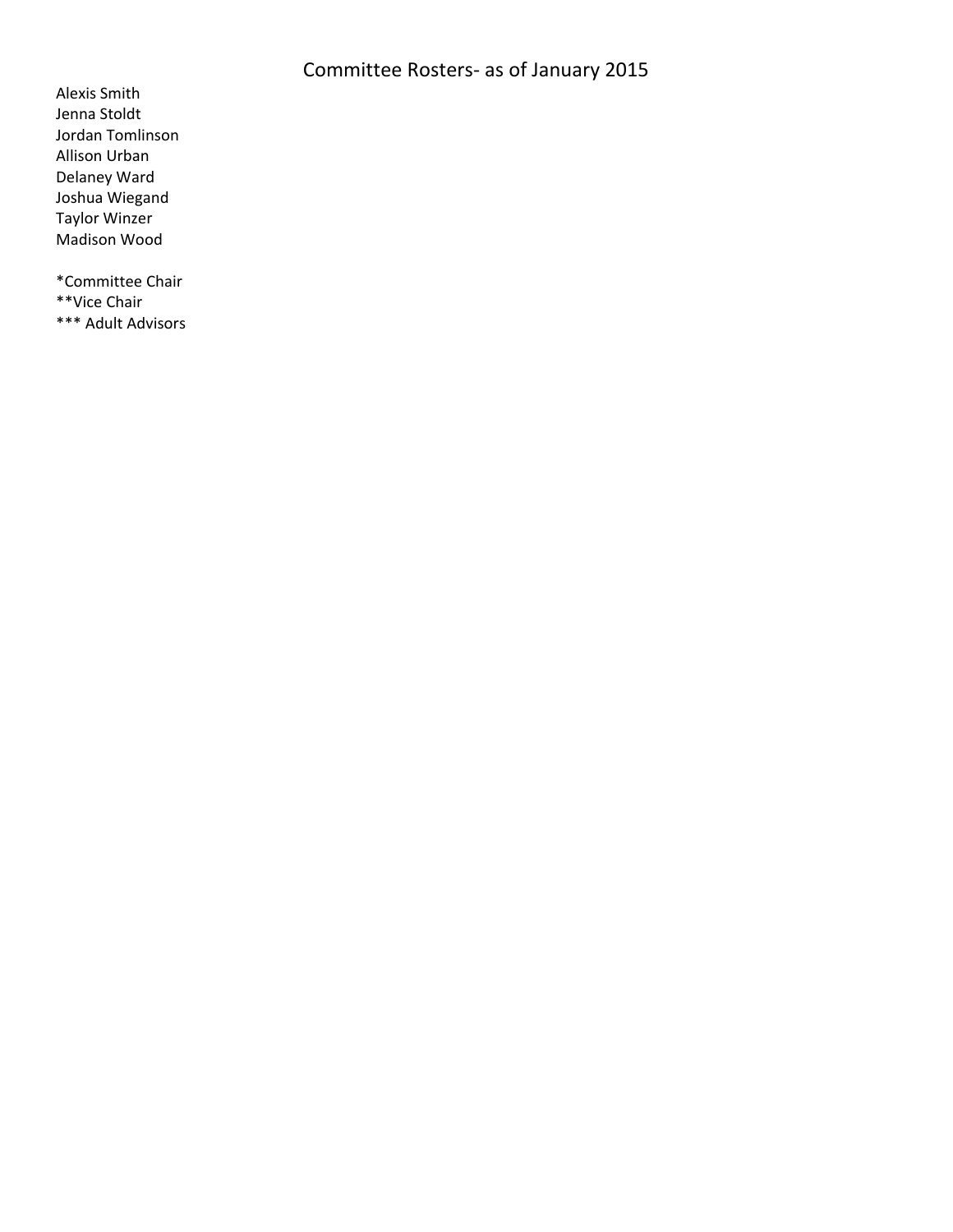# Committee Rosters- as of January 2015

Alexis Smith
Jenna Stoldt
Jordan Tomlinson
Allison Urban
Delaney Ward
Joshua Wiegand
Taylor Winzer
Madison Wood

*Committee Chair
**Vice Chair
*** Adult Advisors